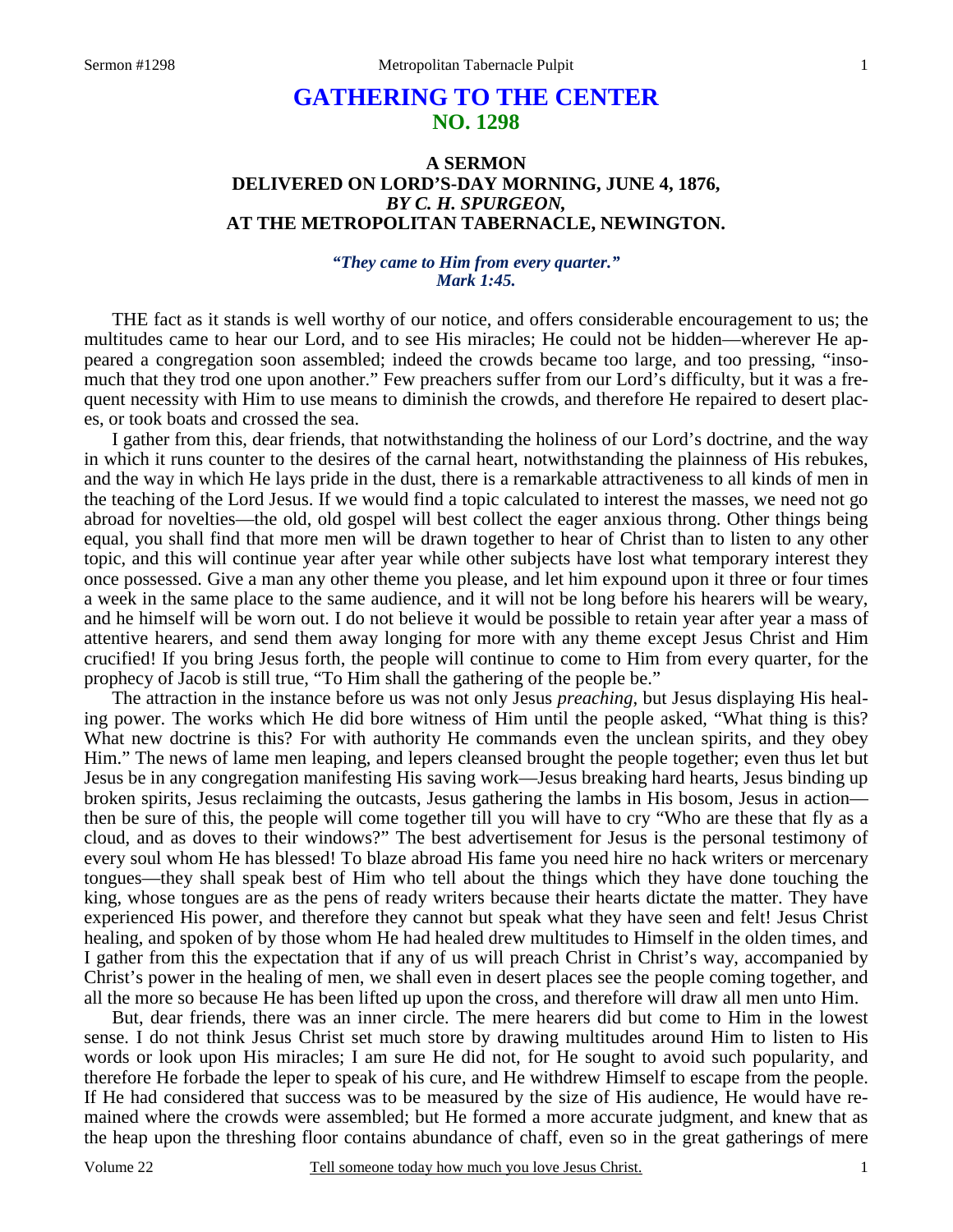# GATHERING TO THE CENTER
## NO. 1298

### A SERMON
### DELIVERED ON LORD'S-DAY MORNING, JUNE 4, 1876,
### *BY C. H. SPURGEON,*
### AT THE METROPOLITAN TABERNACLE, NEWINGTON.

***"They came to Him from every quarter." Mark 1:45.***

THE fact as it stands is well worthy of our notice, and offers considerable encouragement to us; the multitudes came to hear our Lord, and to see His miracles; He could not be hidden—wherever He appeared a congregation soon assembled; indeed the crowds became too large, and too pressing, "insomuch that they trod one upon another." Few preachers suffer from our Lord's difficulty, but it was a frequent necessity with Him to use means to diminish the crowds, and therefore He repaired to desert places, or took boats and crossed the sea.

I gather from this, dear friends, that notwithstanding the holiness of our Lord's doctrine, and the way in which it runs counter to the desires of the carnal heart, notwithstanding the plainness of His rebukes, and the way in which He lays pride in the dust, there is a remarkable attractiveness to all kinds of men in the teaching of the Lord Jesus. If we would find a topic calculated to interest the masses, we need not go abroad for novelties—the old, old gospel will best collect the eager anxious throng. Other things being equal, you shall find that more men will be drawn together to hear of Christ than to listen to any other topic, and this will continue year after year while other subjects have lost what temporary interest they once possessed. Give a man any other theme you please, and let him expound upon it three or four times a week in the same place to the same audience, and it will not be long before his hearers will be weary, and he himself will be worn out. I do not believe it would be possible to retain year after year a mass of attentive hearers, and send them away longing for more with any theme except Jesus Christ and Him crucified! If you bring Jesus forth, the people will continue to come to Him from every quarter, for the prophecy of Jacob is still true, "To Him shall the gathering of the people be."

The attraction in the instance before us was not only Jesus *preaching*, but Jesus displaying His healing power. The works which He did bore witness of Him until the people asked, "What thing is this? What new doctrine is this? For with authority He commands even the unclean spirits, and they obey Him." The news of lame men leaping, and lepers cleansed brought the people together; even thus let but Jesus be in any congregation manifesting His saving work—Jesus breaking hard hearts, Jesus binding up broken spirits, Jesus reclaiming the outcasts, Jesus gathering the lambs in His bosom, Jesus in action—then be sure of this, the people will come together till you will have to cry "Who are these that fly as a cloud, and as doves to their windows?" The best advertisement for Jesus is the personal testimony of every soul whom He has blessed! To blaze abroad His fame you need hire no hack writers or mercenary tongues—they shall speak best of Him who tell about the things which they have done touching the king, whose tongues are as the pens of ready writers because their hearts dictate the matter. They have experienced His power, and therefore they cannot but speak what they have seen and felt! Jesus Christ healing, and spoken of by those whom He had healed drew multitudes to Himself in the olden times, and I gather from this the expectation that if any of us will preach Christ in Christ's way, accompanied by Christ's power in the healing of men, we shall even in desert places see the people coming together, and all the more so because He has been lifted up upon the cross, and therefore will draw all men unto Him.

But, dear friends, there was an inner circle. The mere hearers did but come to Him in the lowest sense. I do not think Jesus Christ set much store by drawing multitudes around Him to listen to His words or look upon His miracles; I am sure He did not, for He sought to avoid such popularity, and therefore He forbade the leper to speak of his cure, and He withdrew Himself to escape from the people. If He had considered that success was to be measured by the size of His audience, He would have remained where the crowds were assembled; but He formed a more accurate judgment, and knew that as the heap upon the threshing floor contains abundance of chaff, even so in the great gatherings of mere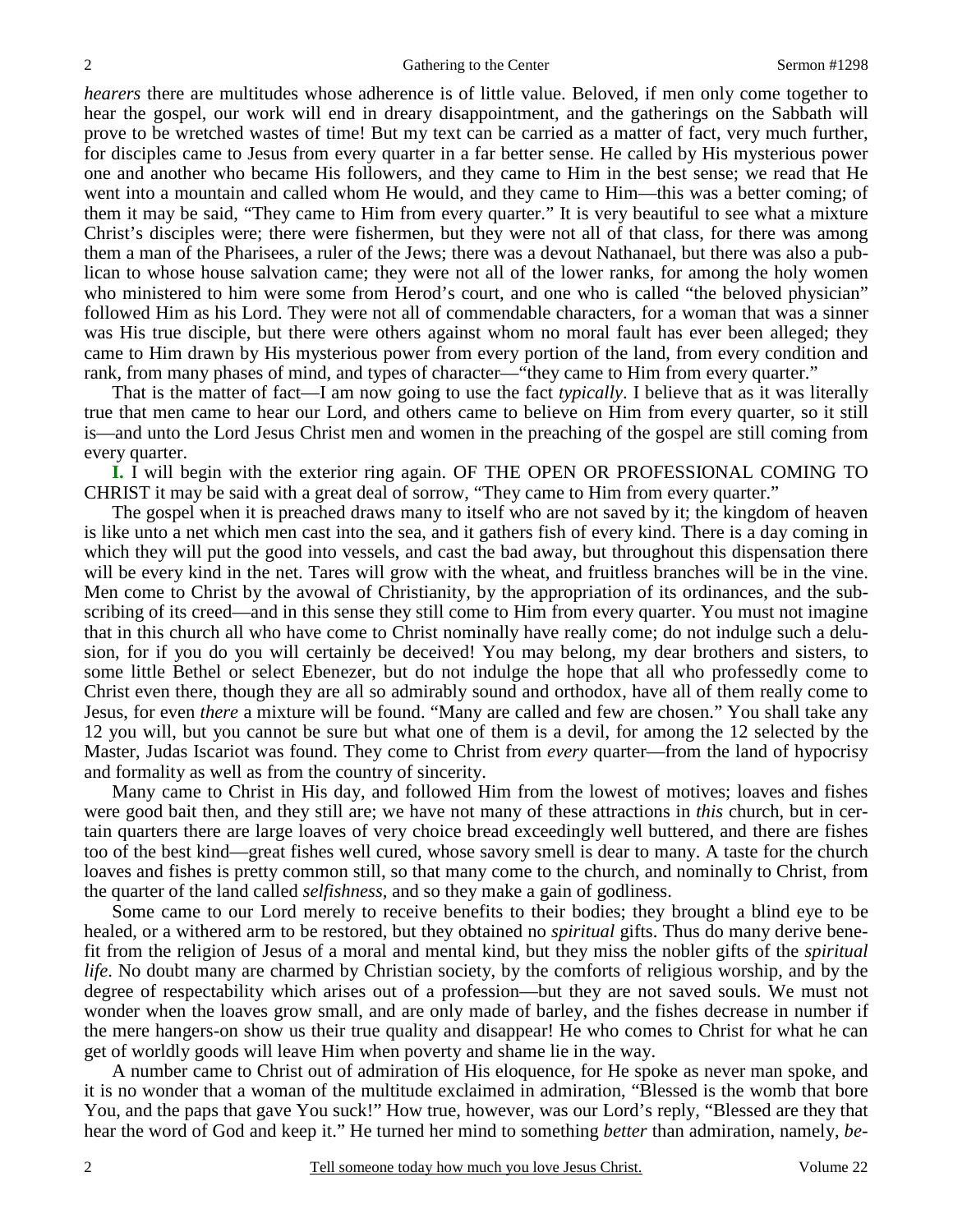*hearers* there are multitudes whose adherence is of little value. Beloved, if men only come together to hear the gospel, our work will end in dreary disappointment, and the gatherings on the Sabbath will prove to be wretched wastes of time! But my text can be carried as a matter of fact, very much further, for disciples came to Jesus from every quarter in a far better sense. He called by His mysterious power one and another who became His followers, and they came to Him in the best sense; we read that He went into a mountain and called whom He would, and they came to Him—this was a better coming; of them it may be said, "They came to Him from every quarter." It is very beautiful to see what a mixture Christ's disciples were; there were fishermen, but they were not all of that class, for there was among them a man of the Pharisees, a ruler of the Jews; there was a devout Nathanael, but there was also a publican to whose house salvation came; they were not all of the lower ranks, for among the holy women who ministered to him were some from Herod's court, and one who is called "the beloved physician" followed Him as his Lord. They were not all of commendable characters, for a woman that was a sinner was His true disciple, but there were others against whom no moral fault has ever been alleged; they came to Him drawn by His mysterious power from every portion of the land, from every condition and rank, from many phases of mind, and types of character—"they came to Him from every quarter."

That is the matter of fact—I am now going to use the fact *typically*. I believe that as it was literally true that men came to hear our Lord, and others came to believe on Him from every quarter, so it still is—and unto the Lord Jesus Christ men and women in the preaching of the gospel are still coming from every quarter.

**I.** I will begin with the exterior ring again. OF THE OPEN OR PROFESSIONAL COMING TO CHRIST it may be said with a great deal of sorrow, "They came to Him from every quarter."

The gospel when it is preached draws many to itself who are not saved by it; the kingdom of heaven is like unto a net which men cast into the sea, and it gathers fish of every kind. There is a day coming in which they will put the good into vessels, and cast the bad away, but throughout this dispensation there will be every kind in the net. Tares will grow with the wheat, and fruitless branches will be in the vine. Men come to Christ by the avowal of Christianity, by the appropriation of its ordinances, and the subscribing of its creed—and in this sense they still come to Him from every quarter. You must not imagine that in this church all who have come to Christ nominally have really come; do not indulge such a delusion, for if you do you will certainly be deceived! You may belong, my dear brothers and sisters, to some little Bethel or select Ebenezer, but do not indulge the hope that all who professedly come to Christ even there, though they are all so admirably sound and orthodox, have all of them really come to Jesus, for even *there* a mixture will be found. "Many are called and few are chosen." You shall take any 12 you will, but you cannot be sure but what one of them is a devil, for among the 12 selected by the Master, Judas Iscariot was found. They come to Christ from *every* quarter—from the land of hypocrisy and formality as well as from the country of sincerity.

Many came to Christ in His day, and followed Him from the lowest of motives; loaves and fishes were good bait then, and they still are; we have not many of these attractions in *this* church, but in certain quarters there are large loaves of very choice bread exceedingly well buttered, and there are fishes too of the best kind—great fishes well cured, whose savory smell is dear to many. A taste for the church loaves and fishes is pretty common still, so that many come to the church, and nominally to Christ, from the quarter of the land called *selfishness,* and so they make a gain of godliness.

Some came to our Lord merely to receive benefits to their bodies; they brought a blind eye to be healed, or a withered arm to be restored, but they obtained no *spiritual* gifts. Thus do many derive benefit from the religion of Jesus of a moral and mental kind, but they miss the nobler gifts of the *spiritual life*. No doubt many are charmed by Christian society, by the comforts of religious worship, and by the degree of respectability which arises out of a profession—but they are not saved souls. We must not wonder when the loaves grow small, and are only made of barley, and the fishes decrease in number if the mere hangers-on show us their true quality and disappear! He who comes to Christ for what he can get of worldly goods will leave Him when poverty and shame lie in the way.

A number came to Christ out of admiration of His eloquence, for He spoke as never man spoke, and it is no wonder that a woman of the multitude exclaimed in admiration, "Blessed is the womb that bore You, and the paps that gave You suck!" How true, however, was our Lord's reply, "Blessed are they that hear the word of God and keep it." He turned her mind to something *better* than admiration, namely, *be-*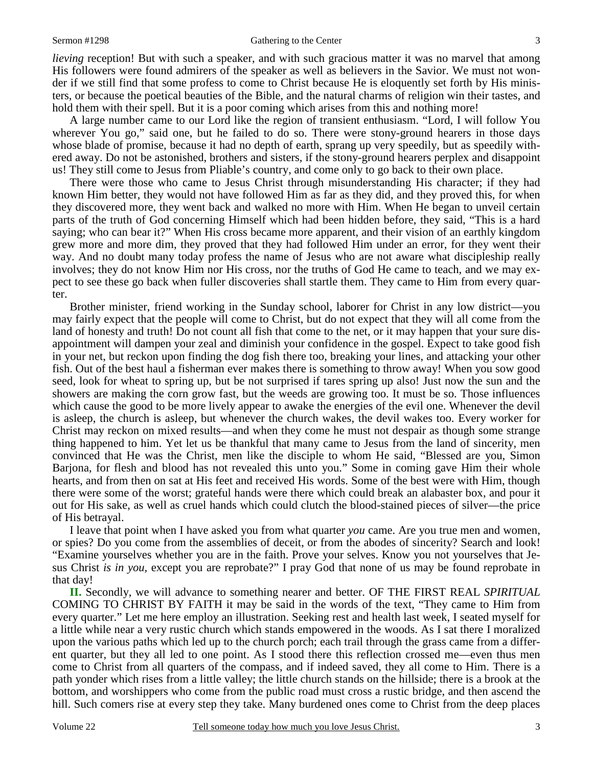*lieving* reception! But with such a speaker, and with such gracious matter it was no marvel that among His followers were found admirers of the speaker as well as believers in the Savior. We must not wonder if we still find that some profess to come to Christ because He is eloquently set forth by His ministers, or because the poetical beauties of the Bible, and the natural charms of religion win their tastes, and hold them with their spell. But it is a poor coming which arises from this and nothing more!

A large number came to our Lord like the region of transient enthusiasm. "Lord, I will follow You wherever You go," said one, but he failed to do so. There were stony-ground hearers in those days whose blade of promise, because it had no depth of earth, sprang up very speedily, but as speedily withered away. Do not be astonished, brothers and sisters, if the stony-ground hearers perplex and disappoint us! They still come to Jesus from Pliable's country, and come only to go back to their own place.

There were those who came to Jesus Christ through misunderstanding His character; if they had known Him better, they would not have followed Him as far as they did, and they proved this, for when they discovered more, they went back and walked no more with Him. When He began to unveil certain parts of the truth of God concerning Himself which had been hidden before, they said, "This is a hard saying; who can bear it?" When His cross became more apparent, and their vision of an earthly kingdom grew more and more dim, they proved that they had followed Him under an error, for they went their way. And no doubt many today profess the name of Jesus who are not aware what discipleship really involves; they do not know Him nor His cross, nor the truths of God He came to teach, and we may expect to see these go back when fuller discoveries shall startle them. They came to Him from every quarter.

Brother minister, friend working in the Sunday school, laborer for Christ in any low district—you may fairly expect that the people will come to Christ, but do not expect that they will all come from the land of honesty and truth! Do not count all fish that come to the net, or it may happen that your sure disappointment will dampen your zeal and diminish your confidence in the gospel. Expect to take good fish in your net, but reckon upon finding the dog fish there too, breaking your lines, and attacking your other fish. Out of the best haul a fisherman ever makes there is something to throw away! When you sow good seed, look for wheat to spring up, but be not surprised if tares spring up also! Just now the sun and the showers are making the corn grow fast, but the weeds are growing too. It must be so. Those influences which cause the good to be more lively appear to awake the energies of the evil one. Whenever the devil is asleep, the church is asleep, but whenever the church wakes, the devil wakes too. Every worker for Christ may reckon on mixed results—and when they come he must not despair as though some strange thing happened to him. Yet let us be thankful that many came to Jesus from the land of sincerity, men convinced that He was the Christ, men like the disciple to whom He said, "Blessed are you, Simon Barjona, for flesh and blood has not revealed this unto you." Some in coming gave Him their whole hearts, and from then on sat at His feet and received His words. Some of the best were with Him, though there were some of the worst; grateful hands were there which could break an alabaster box, and pour it out for His sake, as well as cruel hands which could clutch the blood-stained pieces of silver—the price of His betrayal.

I leave that point when I have asked you from what quarter *you* came. Are you true men and women, or spies? Do you come from the assemblies of deceit, or from the abodes of sincerity? Search and look! "Examine yourselves whether you are in the faith. Prove your selves. Know you not yourselves that Jesus Christ *is in you*, except you are reprobate?" I pray God that none of us may be found reprobate in that day!

**II.** Secondly, we will advance to something nearer and better. OF THE FIRST REAL *SPIRITUAL* COMING TO CHRIST BY FAITH it may be said in the words of the text, "They came to Him from every quarter." Let me here employ an illustration. Seeking rest and health last week, I seated myself for a little while near a very rustic church which stands empowered in the woods. As I sat there I moralized upon the various paths which led up to the church porch; each trail through the grass came from a different quarter, but they all led to one point. As I stood there this reflection crossed me—even thus men come to Christ from all quarters of the compass, and if indeed saved, they all come to Him. There is a path yonder which rises from a little valley; the little church stands on the hillside; there is a brook at the bottom, and worshippers who come from the public road must cross a rustic bridge, and then ascend the hill. Such comers rise at every step they take. Many burdened ones come to Christ from the deep places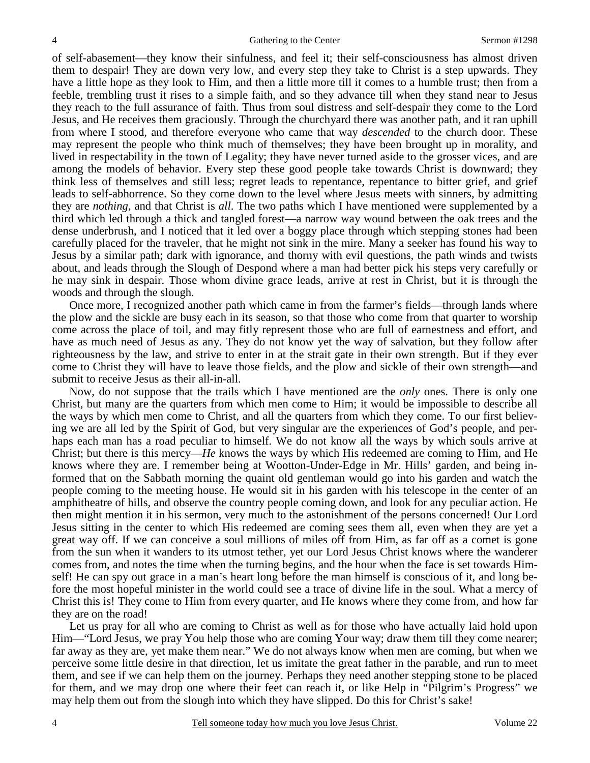of self-abasement—they know their sinfulness, and feel it; their self-consciousness has almost driven them to despair! They are down very low, and every step they take to Christ is a step upwards. They have a little hope as they look to Him, and then a little more till it comes to a humble trust; then from a feeble, trembling trust it rises to a simple faith, and so they advance till when they stand near to Jesus they reach to the full assurance of faith. Thus from soul distress and self-despair they come to the Lord Jesus, and He receives them graciously. Through the churchyard there was another path, and it ran uphill from where I stood, and therefore everyone who came that way *descended* to the church door. These may represent the people who think much of themselves; they have been brought up in morality, and lived in respectability in the town of Legality; they have never turned aside to the grosser vices, and are among the models of behavior. Every step these good people take towards Christ is downward; they think less of themselves and still less; regret leads to repentance, repentance to bitter grief, and grief leads to self-abhorrence. So they come down to the level where Jesus meets with sinners, by admitting they are *nothing,* and that Christ is *all*. The two paths which I have mentioned were supplemented by a third which led through a thick and tangled forest—a narrow way wound between the oak trees and the dense underbrush, and I noticed that it led over a boggy place through which stepping stones had been carefully placed for the traveler, that he might not sink in the mire. Many a seeker has found his way to Jesus by a similar path; dark with ignorance, and thorny with evil questions, the path winds and twists about, and leads through the Slough of Despond where a man had better pick his steps very carefully or he may sink in despair. Those whom divine grace leads, arrive at rest in Christ, but it is through the woods and through the slough.

Once more, I recognized another path which came in from the farmer's fields—through lands where the plow and the sickle are busy each in its season, so that those who come from that quarter to worship come across the place of toil, and may fitly represent those who are full of earnestness and effort, and have as much need of Jesus as any. They do not know yet the way of salvation, but they follow after righteousness by the law, and strive to enter in at the strait gate in their own strength. But if they ever come to Christ they will have to leave those fields, and the plow and sickle of their own strength—and submit to receive Jesus as their all-in-all.

Now, do not suppose that the trails which I have mentioned are the *only* ones. There is only one Christ, but many are the quarters from which men come to Him; it would be impossible to describe all the ways by which men come to Christ, and all the quarters from which they come. To our first believing we are all led by the Spirit of God, but very singular are the experiences of God's people, and perhaps each man has a road peculiar to himself. We do not know all the ways by which souls arrive at Christ; but there is this mercy—*He* knows the ways by which His redeemed are coming to Him, and He knows where they are. I remember being at Wootton-Under-Edge in Mr. Hills' garden, and being informed that on the Sabbath morning the quaint old gentleman would go into his garden and watch the people coming to the meeting house. He would sit in his garden with his telescope in the center of an amphitheatre of hills, and observe the country people coming down, and look for any peculiar action. He then might mention it in his sermon, very much to the astonishment of the persons concerned! Our Lord Jesus sitting in the center to which His redeemed are coming sees them all, even when they are yet a great way off. If we can conceive a soul millions of miles off from Him, as far off as a comet is gone from the sun when it wanders to its utmost tether, yet our Lord Jesus Christ knows where the wanderer comes from, and notes the time when the turning begins, and the hour when the face is set towards Himself! He can spy out grace in a man's heart long before the man himself is conscious of it, and long before the most hopeful minister in the world could see a trace of divine life in the soul. What a mercy of Christ this is! They come to Him from every quarter, and He knows where they come from, and how far they are on the road!

Let us pray for all who are coming to Christ as well as for those who have actually laid hold upon Him—"Lord Jesus, we pray You help those who are coming Your way; draw them till they come nearer; far away as they are, yet make them near." We do not always know when men are coming, but when we perceive some little desire in that direction, let us imitate the great father in the parable, and run to meet them, and see if we can help them on the journey. Perhaps they need another stepping stone to be placed for them, and we may drop one where their feet can reach it, or like Help in "Pilgrim's Progress" we may help them out from the slough into which they have slipped. Do this for Christ's sake!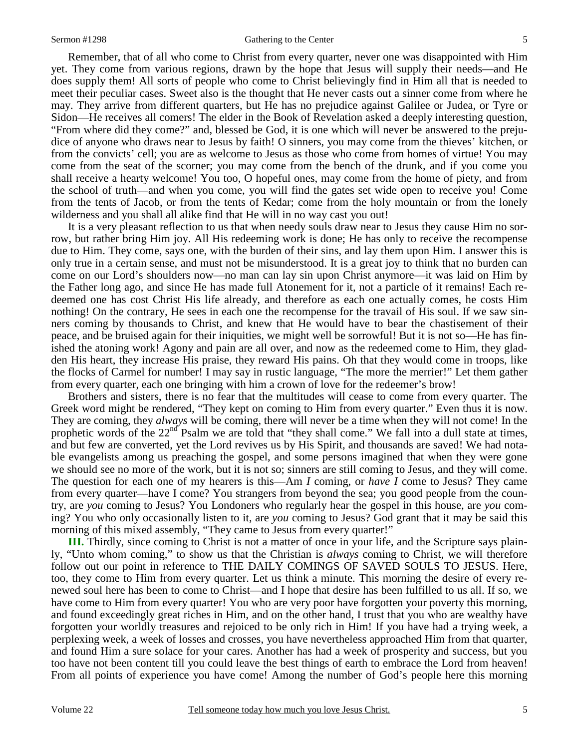Remember, that of all who come to Christ from every quarter, never one was disappointed with Him yet. They come from various regions, drawn by the hope that Jesus will supply their needs—and He does supply them! All sorts of people who come to Christ believingly find in Him all that is needed to meet their peculiar cases. Sweet also is the thought that He never casts out a sinner come from where he may. They arrive from different quarters, but He has no prejudice against Galilee or Judea, or Tyre or Sidon—He receives all comers! The elder in the Book of Revelation asked a deeply interesting question, "From where did they come?" and, blessed be God, it is one which will never be answered to the prejudice of anyone who draws near to Jesus by faith! O sinners, you may come from the thieves' kitchen, or from the convicts' cell; you are as welcome to Jesus as those who come from homes of virtue! You may come from the seat of the scorner; you may come from the bench of the drunk, and if you come you shall receive a hearty welcome! You too, O hopeful ones, may come from the home of piety, and from the school of truth—and when you come, you will find the gates set wide open to receive you! Come from the tents of Jacob, or from the tents of Kedar; come from the holy mountain or from the lonely wilderness and you shall all alike find that He will in no way cast you out!

It is a very pleasant reflection to us that when needy souls draw near to Jesus they cause Him no sorrow, but rather bring Him joy. All His redeeming work is done; He has only to receive the recompense due to Him. They come, says one, with the burden of their sins, and lay them upon Him. I answer this is only true in a certain sense, and must not be misunderstood. It is a great joy to think that no burden can come on our Lord's shoulders now—no man can lay sin upon Christ anymore—it was laid on Him by the Father long ago, and since He has made full Atonement for it, not a particle of it remains! Each redeemed one has cost Christ His life already, and therefore as each one actually comes, he costs Him nothing! On the contrary, He sees in each one the recompense for the travail of His soul. If we saw sinners coming by thousands to Christ, and knew that He would have to bear the chastisement of their peace, and be bruised again for their iniquities, we might well be sorrowful! But it is not so—He has finished the atoning work! Agony and pain are all over, and now as the redeemed come to Him, they gladden His heart, they increase His praise, they reward His pains. Oh that they would come in troops, like the flocks of Carmel for number! I may say in rustic language, "The more the merrier!" Let them gather from every quarter, each one bringing with him a crown of love for the redeemer's brow!

Brothers and sisters, there is no fear that the multitudes will cease to come from every quarter. The Greek word might be rendered, "They kept on coming to Him from every quarter." Even thus it is now. They are coming, they *always* will be coming, there will never be a time when they will not come! In the prophetic words of the 22nd Psalm we are told that "they shall come." We fall into a dull state at times, and but few are converted, yet the Lord revives us by His Spirit, and thousands are saved! We had notable evangelists among us preaching the gospel, and some persons imagined that when they were gone we should see no more of the work, but it is not so; sinners are still coming to Jesus, and they will come. The question for each one of my hearers is this—Am *I* coming, or *have I* come to Jesus? They came from every quarter—have I come? You strangers from beyond the sea; you good people from the country, are *you* coming to Jesus? You Londoners who regularly hear the gospel in this house, are *you* coming? You who only occasionally listen to it, are *you* coming to Jesus? God grant that it may be said this morning of this mixed assembly, "They came to Jesus from every quarter!"

**III.** Thirdly, since coming to Christ is not a matter of once in your life, and the Scripture says plainly, "Unto whom coming," to show us that the Christian is *always* coming to Christ, we will therefore follow out our point in reference to THE DAILY COMINGS OF SAVED SOULS TO JESUS. Here, too, they come to Him from every quarter. Let us think a minute. This morning the desire of every renewed soul here has been to come to Christ—and I hope that desire has been fulfilled to us all. If so, we have come to Him from every quarter! You who are very poor have forgotten your poverty this morning, and found exceedingly great riches in Him, and on the other hand, I trust that you who are wealthy have forgotten your worldly treasures and rejoiced to be only rich in Him! If you have had a trying week, a perplexing week, a week of losses and crosses, you have nevertheless approached Him from that quarter, and found Him a sure solace for your cares. Another has had a week of prosperity and success, but you too have not been content till you could leave the best things of earth to embrace the Lord from heaven! From all points of experience you have come! Among the number of God's people here this morning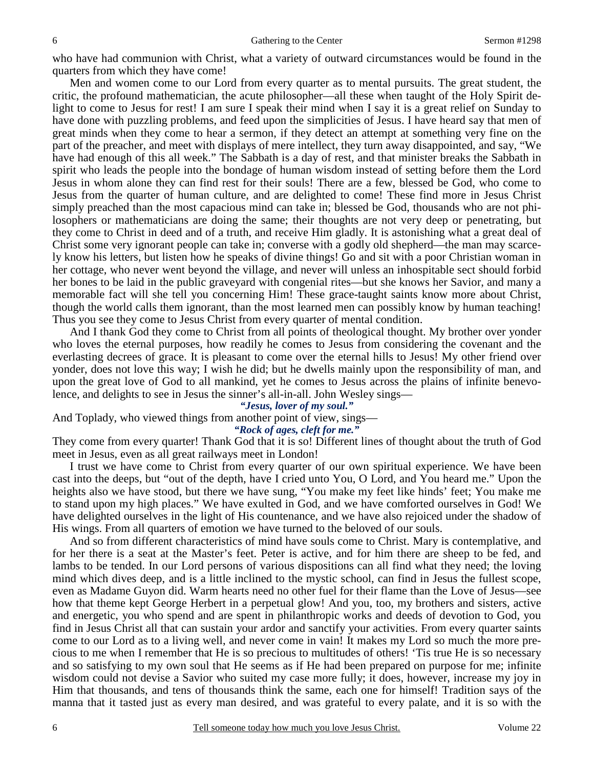who have had communion with Christ, what a variety of outward circumstances would be found in the quarters from which they have come!

Men and women come to our Lord from every quarter as to mental pursuits. The great student, the critic, the profound mathematician, the acute philosopher—all these when taught of the Holy Spirit delight to come to Jesus for rest! I am sure I speak their mind when I say it is a great relief on Sunday to have done with puzzling problems, and feed upon the simplicities of Jesus. I have heard say that men of great minds when they come to hear a sermon, if they detect an attempt at something very fine on the part of the preacher, and meet with displays of mere intellect, they turn away disappointed, and say, "We have had enough of this all week." The Sabbath is a day of rest, and that minister breaks the Sabbath in spirit who leads the people into the bondage of human wisdom instead of setting before them the Lord Jesus in whom alone they can find rest for their souls! There are a few, blessed be God, who come to Jesus from the quarter of human culture, and are delighted to come! These find more in Jesus Christ simply preached than the most capacious mind can take in; blessed be God, thousands who are not philosophers or mathematicians are doing the same; their thoughts are not very deep or penetrating, but they come to Christ in deed and of a truth, and receive Him gladly. It is astonishing what a great deal of Christ some very ignorant people can take in; converse with a godly old shepherd—the man may scarcely know his letters, but listen how he speaks of divine things! Go and sit with a poor Christian woman in her cottage, who never went beyond the village, and never will unless an inhospitable sect should forbid her bones to be laid in the public graveyard with congenial rites—but she knows her Savior, and many a memorable fact will she tell you concerning Him! These grace-taught saints know more about Christ, though the world calls them ignorant, than the most learned men can possibly know by human teaching! Thus you see they come to Jesus Christ from every quarter of mental condition.

And I thank God they come to Christ from all points of theological thought. My brother over yonder who loves the eternal purposes, how readily he comes to Jesus from considering the covenant and the everlasting decrees of grace. It is pleasant to come over the eternal hills to Jesus! My other friend over yonder, does not love this way; I wish he did; but he dwells mainly upon the responsibility of man, and upon the great love of God to all mankind, yet he comes to Jesus across the plains of infinite benevolence, and delights to see in Jesus the sinner's all-in-all. John Wesley sings—

***"Jesus, lover of my soul."***

And Toplady, who viewed things from another point of view, sings—

***"Rock of ages, cleft for me."***

They come from every quarter! Thank God that it is so! Different lines of thought about the truth of God meet in Jesus, even as all great railways meet in London!

I trust we have come to Christ from every quarter of our own spiritual experience. We have been cast into the deeps, but "out of the depth, have I cried unto You, O Lord, and You heard me." Upon the heights also we have stood, but there we have sung, "You make my feet like hinds' feet; You make me to stand upon my high places." We have exulted in God, and we have comforted ourselves in God! We have delighted ourselves in the light of His countenance, and we have also rejoiced under the shadow of His wings. From all quarters of emotion we have turned to the beloved of our souls.

And so from different characteristics of mind have souls come to Christ. Mary is contemplative, and for her there is a seat at the Master's feet. Peter is active, and for him there are sheep to be fed, and lambs to be tended. In our Lord persons of various dispositions can all find what they need; the loving mind which dives deep, and is a little inclined to the mystic school, can find in Jesus the fullest scope, even as Madame Guyon did. Warm hearts need no other fuel for their flame than the Love of Jesus—see how that theme kept George Herbert in a perpetual glow! And you, too, my brothers and sisters, active and energetic, you who spend and are spent in philanthropic works and deeds of devotion to God, you find in Jesus Christ all that can sustain your ardor and sanctify your activities. From every quarter saints come to our Lord as to a living well, and never come in vain! It makes my Lord so much the more precious to me when I remember that He is so precious to multitudes of others! 'Tis true He is so necessary and so satisfying to my own soul that He seems as if He had been prepared on purpose for me; infinite wisdom could not devise a Savior who suited my case more fully; it does, however, increase my joy in Him that thousands, and tens of thousands think the same, each one for himself! Tradition says of the manna that it tasted just as every man desired, and was grateful to every palate, and it is so with the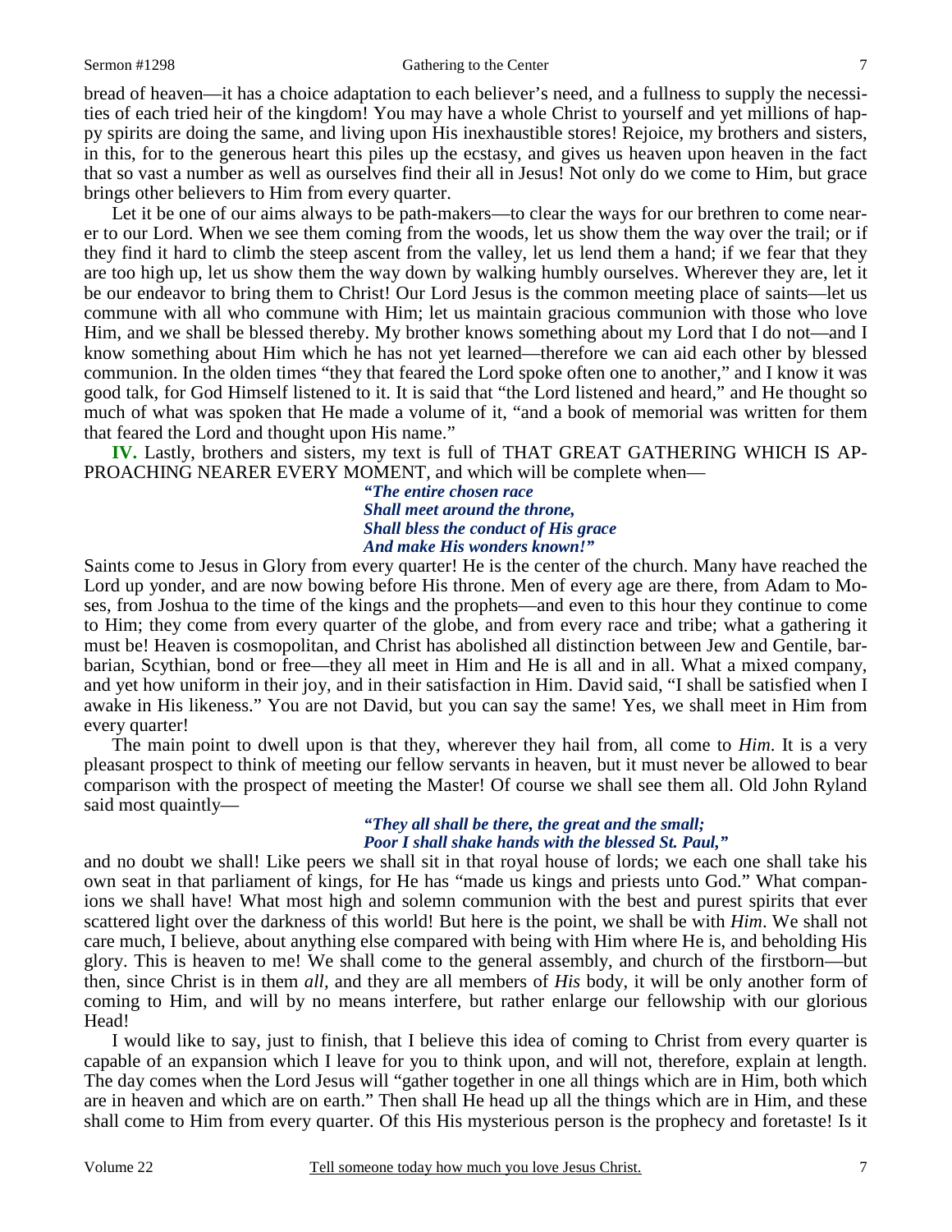bread of heaven—it has a choice adaptation to each believer's need, and a fullness to supply the necessities of each tried heir of the kingdom! You may have a whole Christ to yourself and yet millions of happy spirits are doing the same, and living upon His inexhaustible stores! Rejoice, my brothers and sisters, in this, for to the generous heart this piles up the ecstasy, and gives us heaven upon heaven in the fact that so vast a number as well as ourselves find their all in Jesus! Not only do we come to Him, but grace brings other believers to Him from every quarter.

Let it be one of our aims always to be path-makers—to clear the ways for our brethren to come nearer to our Lord. When we see them coming from the woods, let us show them the way over the trail; or if they find it hard to climb the steep ascent from the valley, let us lend them a hand; if we fear that they are too high up, let us show them the way down by walking humbly ourselves. Wherever they are, let it be our endeavor to bring them to Christ! Our Lord Jesus is the common meeting place of saints—let us commune with all who commune with Him; let us maintain gracious communion with those who love Him, and we shall be blessed thereby. My brother knows something about my Lord that I do not—and I know something about Him which he has not yet learned—therefore we can aid each other by blessed communion. In the olden times "they that feared the Lord spoke often one to another," and I know it was good talk, for God Himself listened to it. It is said that "the Lord listened and heard," and He thought so much of what was spoken that He made a volume of it, "and a book of memorial was written for them that feared the Lord and thought upon His name."

**IV.** Lastly, brothers and sisters, my text is full of THAT GREAT GATHERING WHICH IS APPROACHING NEARER EVERY MOMENT, and which will be complete when—

> ***"The entire chosen race***
> ***Shall meet around the throne,***
> ***Shall bless the conduct of His grace***
> ***And make His wonders known!"***

Saints come to Jesus in Glory from every quarter! He is the center of the church. Many have reached the Lord up yonder, and are now bowing before His throne. Men of every age are there, from Adam to Moses, from Joshua to the time of the kings and the prophets—and even to this hour they continue to come to Him; they come from every quarter of the globe, and from every race and tribe; what a gathering it must be! Heaven is cosmopolitan, and Christ has abolished all distinction between Jew and Gentile, barbarian, Scythian, bond or free—they all meet in Him and He is all and in all. What a mixed company, and yet how uniform in their joy, and in their satisfaction in Him. David said, "I shall be satisfied when I awake in His likeness." You are not David, but you can say the same! Yes, we shall meet in Him from every quarter!

The main point to dwell upon is that they, wherever they hail from, all come to *Him*. It is a very pleasant prospect to think of meeting our fellow servants in heaven, but it must never be allowed to bear comparison with the prospect of meeting the Master! Of course we shall see them all. Old John Ryland said most quaintly—

> ***"They all shall be there, the great and the small;***
> ***Poor I shall shake hands with the blessed St. Paul,"***

and no doubt we shall! Like peers we shall sit in that royal house of lords; we each one shall take his own seat in that parliament of kings, for He has "made us kings and priests unto God." What companions we shall have! What most high and solemn communion with the best and purest spirits that ever scattered light over the darkness of this world! But here is the point, we shall be with *Him*. We shall not care much, I believe, about anything else compared with being with Him where He is, and beholding His glory. This is heaven to me! We shall come to the general assembly, and church of the firstborn—but then, since Christ is in them *all*, and they are all members of *His* body, it will be only another form of coming to Him, and will by no means interfere, but rather enlarge our fellowship with our glorious Head!

I would like to say, just to finish, that I believe this idea of coming to Christ from every quarter is capable of an expansion which I leave for you to think upon, and will not, therefore, explain at length. The day comes when the Lord Jesus will "gather together in one all things which are in Him, both which are in heaven and which are on earth." Then shall He head up all the things which are in Him, and these shall come to Him from every quarter. Of this His mysterious person is the prophecy and foretaste! Is it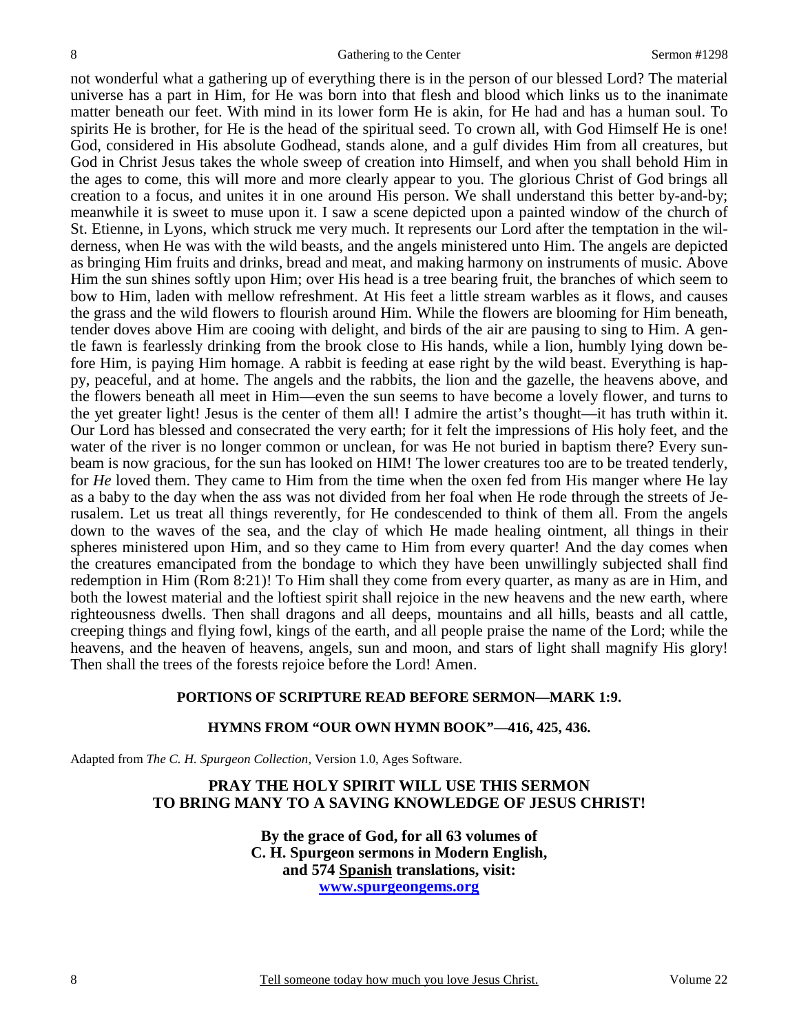not wonderful what a gathering up of everything there is in the person of our blessed Lord? The material universe has a part in Him, for He was born into that flesh and blood which links us to the inanimate matter beneath our feet. With mind in its lower form He is akin, for He had and has a human soul. To spirits He is brother, for He is the head of the spiritual seed. To crown all, with God Himself He is one! God, considered in His absolute Godhead, stands alone, and a gulf divides Him from all creatures, but God in Christ Jesus takes the whole sweep of creation into Himself, and when you shall behold Him in the ages to come, this will more and more clearly appear to you. The glorious Christ of God brings all creation to a focus, and unites it in one around His person. We shall understand this better by-and-by; meanwhile it is sweet to muse upon it. I saw a scene depicted upon a painted window of the church of St. Etienne, in Lyons, which struck me very much. It represents our Lord after the temptation in the wilderness, when He was with the wild beasts, and the angels ministered unto Him. The angels are depicted as bringing Him fruits and drinks, bread and meat, and making harmony on instruments of music. Above Him the sun shines softly upon Him; over His head is a tree bearing fruit, the branches of which seem to bow to Him, laden with mellow refreshment. At His feet a little stream warbles as it flows, and causes the grass and the wild flowers to flourish around Him. While the flowers are blooming for Him beneath, tender doves above Him are cooing with delight, and birds of the air are pausing to sing to Him. A gentle fawn is fearlessly drinking from the brook close to His hands, while a lion, humbly lying down before Him, is paying Him homage. A rabbit is feeding at ease right by the wild beast. Everything is happy, peaceful, and at home. The angels and the rabbits, the lion and the gazelle, the heavens above, and the flowers beneath all meet in Him—even the sun seems to have become a lovely flower, and turns to the yet greater light! Jesus is the center of them all! I admire the artist's thought—it has truth within it. Our Lord has blessed and consecrated the very earth; for it felt the impressions of His holy feet, and the water of the river is no longer common or unclean, for was He not buried in baptism there? Every sunbeam is now gracious, for the sun has looked on HIM! The lower creatures too are to be treated tenderly, for *He* loved them. They came to Him from the time when the oxen fed from His manger where He lay as a baby to the day when the ass was not divided from her foal when He rode through the streets of Jerusalem. Let us treat all things reverently, for He condescended to think of them all. From the angels down to the waves of the sea, and the clay of which He made healing ointment, all things in their spheres ministered upon Him, and so they came to Him from every quarter! And the day comes when the creatures emancipated from the bondage to which they have been unwillingly subjected shall find redemption in Him (Rom 8:21)! To Him shall they come from every quarter, as many as are in Him, and both the lowest material and the loftiest spirit shall rejoice in the new heavens and the new earth, where righteousness dwells. Then shall dragons and all deeps, mountains and all hills, beasts and all cattle, creeping things and flying fowl, kings of the earth, and all people praise the name of the Lord; while the heavens, and the heaven of heavens, angels, sun and moon, and stars of light shall magnify His glory! Then shall the trees of the forests rejoice before the Lord! Amen.

**PORTIONS OF SCRIPTURE READ BEFORE SERMON—MARK 1:9.**

**HYMNS FROM "OUR OWN HYMN BOOK"—416, 425, 436.**

Adapted from *The C. H. Spurgeon Collection*, Version 1.0, Ages Software.

**PRAY THE HOLY SPIRIT WILL USE THIS SERMON TO BRING MANY TO A SAVING KNOWLEDGE OF JESUS CHRIST!**

**By the grace of God, for all 63 volumes of C. H. Spurgeon sermons in Modern English, and 574 Spanish translations, visit: www.spurgeongems.org**